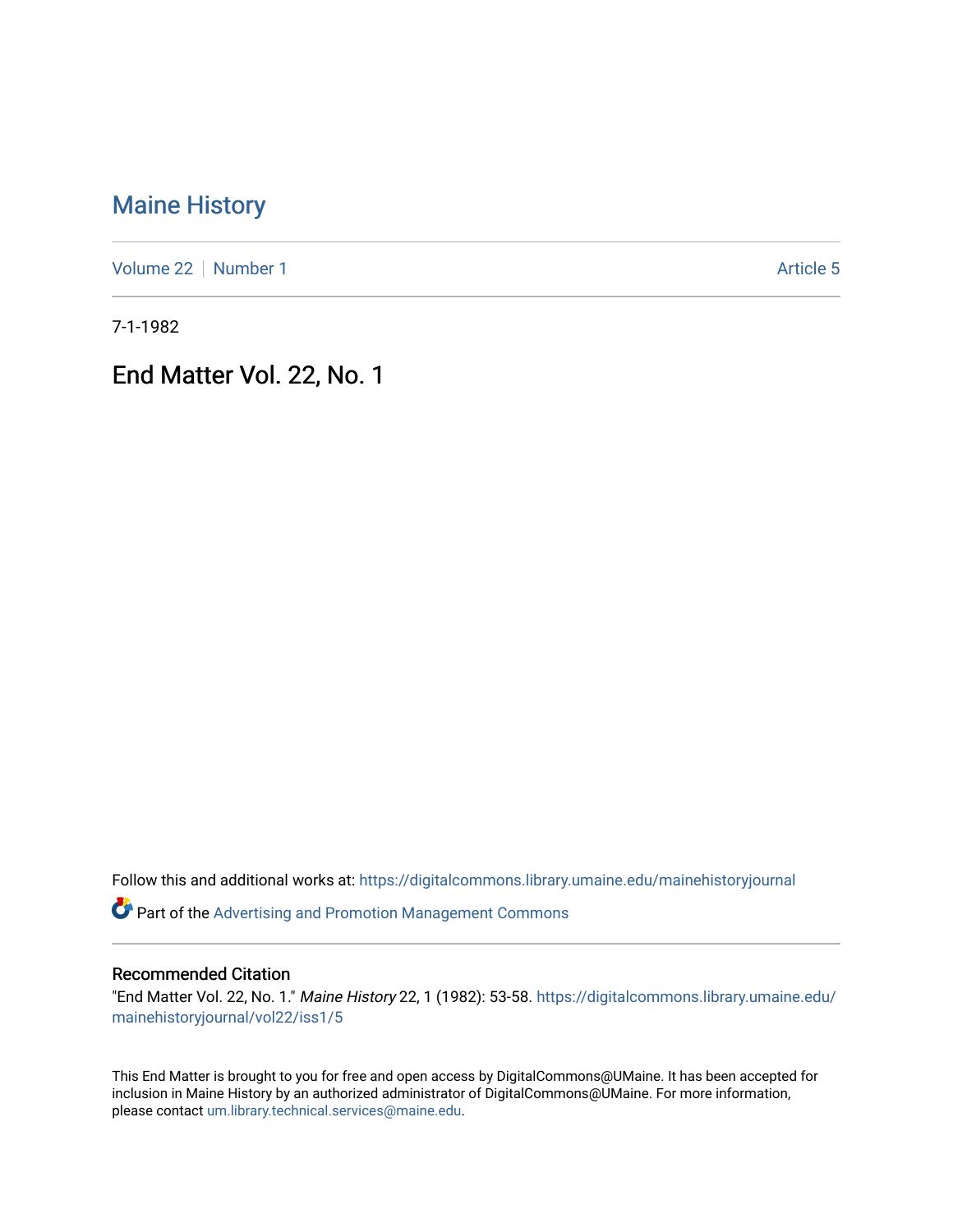# Maine History

Volume 22 | Number 1 Article 5

7-1-1982

## End Matter Vol. 22, No. 1

Follow this and additional works at: https://digitalcommons.library.umaine.edu/mainehistoryjournal

Part of the Advertising and Promotion Management Commons

### Recommended Citation

"End Matter Vol. 22, No. 1." *Maine History* 22, 1 (1982): 53-58. https://digitalcommons.library.umaine.edu/mainehistoryjournal/vol22/iss1/5

This End Matter is brought to you for free and open access by DigitalCommons@UMaine. It has been accepted for inclusion in Maine History by an authorized administrator of DigitalCommons@UMaine. For more information, please contact um.library.technical.services@maine.edu.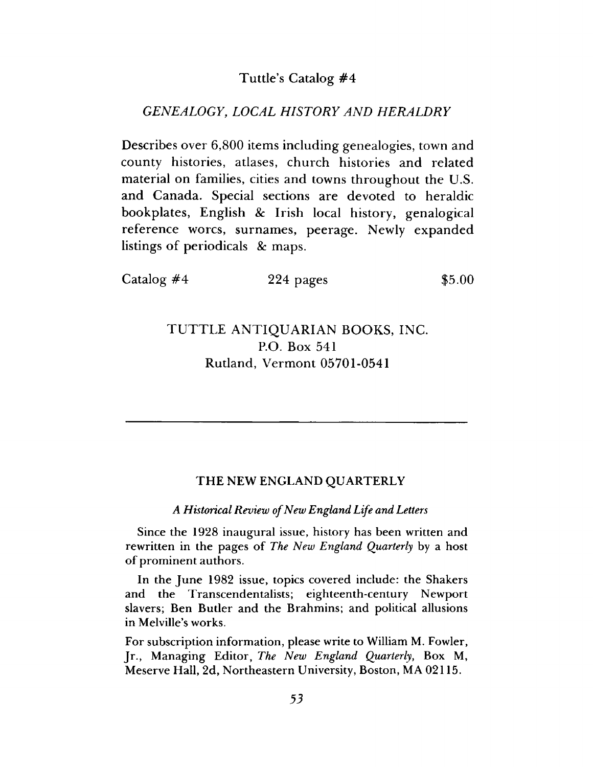## Tuttle's Catalog #4

### *GENEALOGY, LOCAL HISTORY AND HERALDRY*

Describes over 6,800 items including genealogies, town and county histories, atlases, church histories and related material on families, cities and towns throughout the U.S. and Canada. Special sections are devoted to heraldic bookplates, English & Irish local history, genalogical reference worcs, surnames, peerage. Newly expanded listings of periodicals & maps.

Catalog #4 | 224 pages | $5.00

TUTTLE ANTIQUARIAN BOOKS, INC.
P.O. Box 541
Rutland, Vermont 05701-0541

---

## THE NEW ENGLAND QUARTERLY

*A Historical Review of New England Life and Letters*

Since the 1928 inaugural issue, history has been written and rewritten in the pages of *The New England Quarterly* by a host of prominent authors.

In the June 1982 issue, topics covered include: the Shakers and the Transcendentalists; eighteenth-century Newport slavers; Ben Butler and the Brahmins; and political allusions in Melville's works.

For subscription information, please write to William M. Fowler, Jr., Managing Editor, *The New England Quarterly*, Box M, Meserve Hall, 2d, Northeastern University, Boston, MA 02115.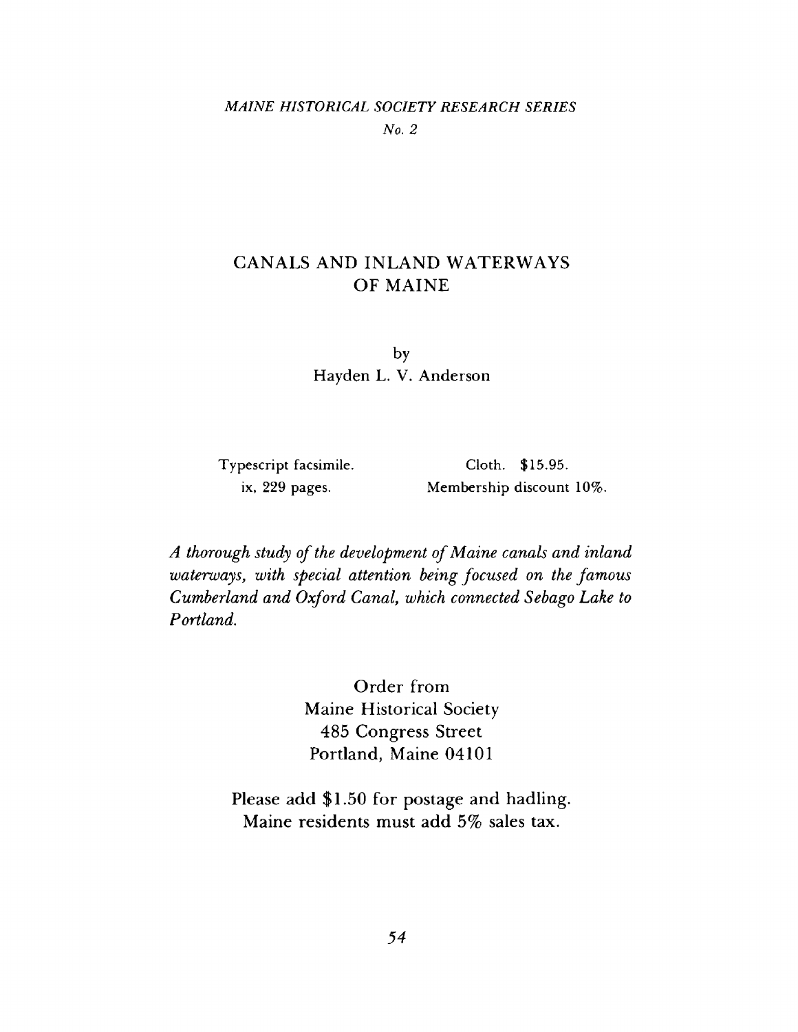*MAINE HISTORICAL SOCIETY RESEARCH SERIES*

*No. 2*

# CANALS AND INLAND WATERWAYS OF MAINE

by

Hayden L. V. Anderson

Typescript facsimile.
ix, 229 pages.

Cloth. $15.95.
Membership discount 10%.

*A thorough study of the development of Maine canals and inland waterways, with special attention being focused on the famous Cumberland and Oxford Canal, which connected Sebago Lake to Portland.*

Order from
Maine Historical Society
485 Congress Street
Portland, Maine 04101

Please add $1.50 for postage and hadling.
Maine residents must add 5% sales tax.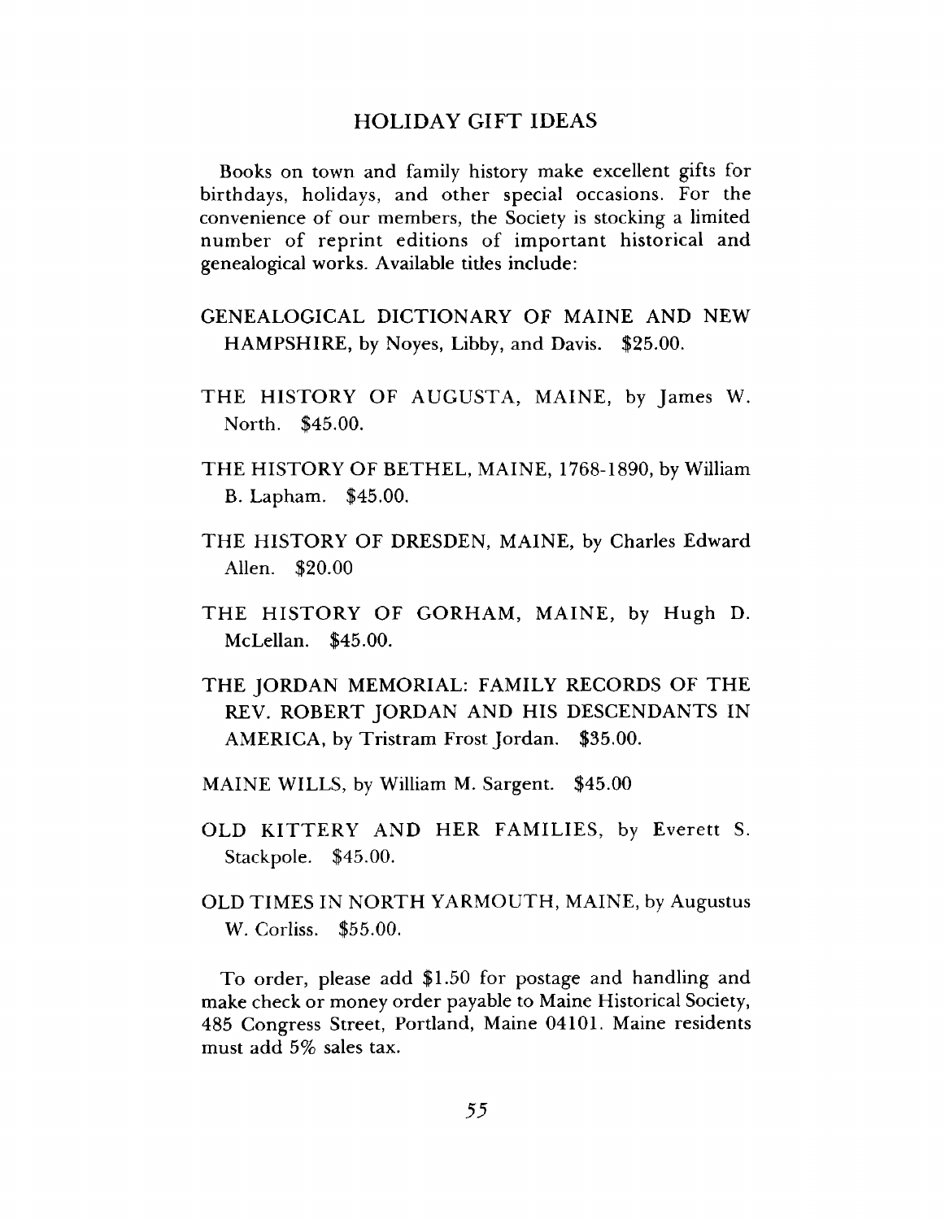## HOLIDAY GIFT IDEAS

Books on town and family history make excellent gifts for birthdays, holidays, and other special occasions. For the convenience of our members, the Society is stocking a limited number of reprint editions of important historical and genealogical works. Available titles include:

GENEALOGICAL DICTIONARY OF MAINE AND NEW HAMPSHIRE, by Noyes, Libby, and Davis. $25.00.

THE HISTORY OF AUGUSTA, MAINE, by James W. North. $45.00.

THE HISTORY OF BETHEL, MAINE, 1768-1890, by William B. Lapham. $45.00.

THE HISTORY OF DRESDEN, MAINE, by Charles Edward Allen. $20.00

THE HISTORY OF GORHAM, MAINE, by Hugh D. McLellan. $45.00.

THE JORDAN MEMORIAL: FAMILY RECORDS OF THE REV. ROBERT JORDAN AND HIS DESCENDANTS IN AMERICA, by Tristram Frost Jordan. $35.00.

MAINE WILLS, by William M. Sargent. $45.00

OLD KITTERY AND HER FAMILIES, by Everett S. Stackpole. $45.00.

OLD TIMES IN NORTH YARMOUTH, MAINE, by Augustus W. Corliss. $55.00.

To order, please add $1.50 for postage and handling and make check or money order payable to Maine Historical Society, 485 Congress Street, Portland, Maine 04101. Maine residents must add 5% sales tax.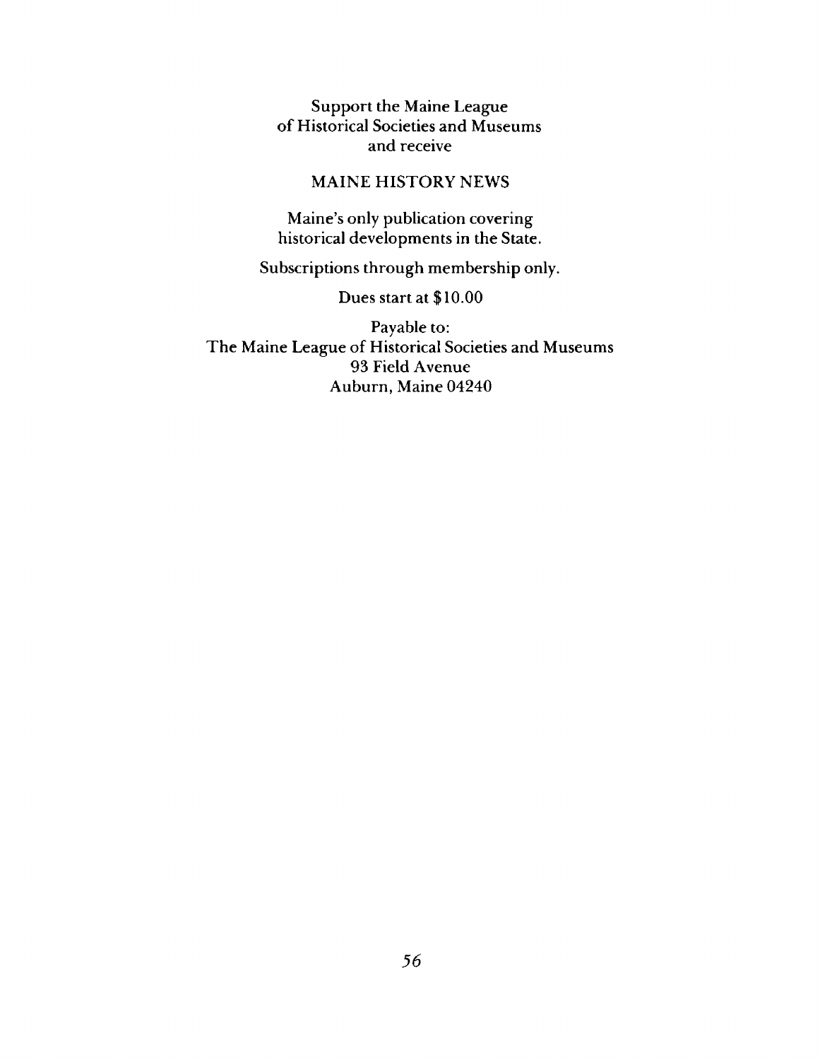Support the Maine League
of Historical Societies and Museums
and receive

MAINE HISTORY NEWS

Maine's only publication covering
historical developments in the State.

Subscriptions through membership only.

Dues start at $10.00

Payable to:
The Maine League of Historical Societies and Museums
93 Field Avenue
Auburn, Maine 04240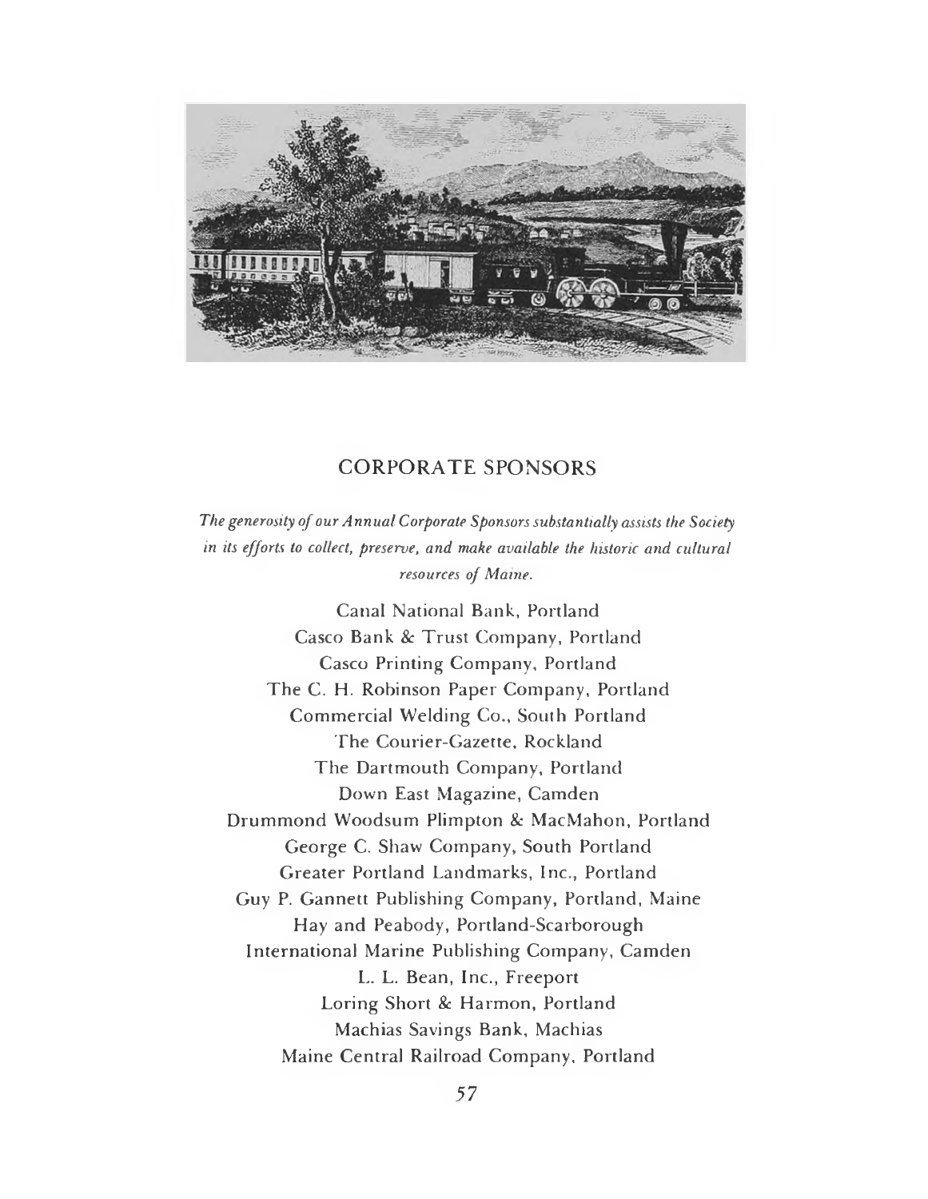## CORPORATE SPONSORS

*The generosity of our Annual Corporate Sponsors substantially assists the Society in its efforts to collect, preserve, and make available the historic and cultural resources of Maine.*

Canal National Bank, Portland
Casco Bank & Trust Company, Portland
Casco Printing Company, Portland
The C. H. Robinson Paper Company, Portland
Commercial Welding Co., South Portland
The Courier-Gazette, Rockland
The Dartmouth Company, Portland
Down East Magazine, Camden
Drummond Woodsum Plimpton & MacMahon, Portland
George C. Shaw Company, South Portland
Greater Portland Landmarks, Inc., Portland
Guy P. Gannett Publishing Company, Portland, Maine
Hay and Peabody, Portland-Scarborough
International Marine Publishing Company, Camden
L. L. Bean, Inc., Freeport
Loring Short & Harmon, Portland
Machias Savings Bank, Machias
Maine Central Railroad Company, Portland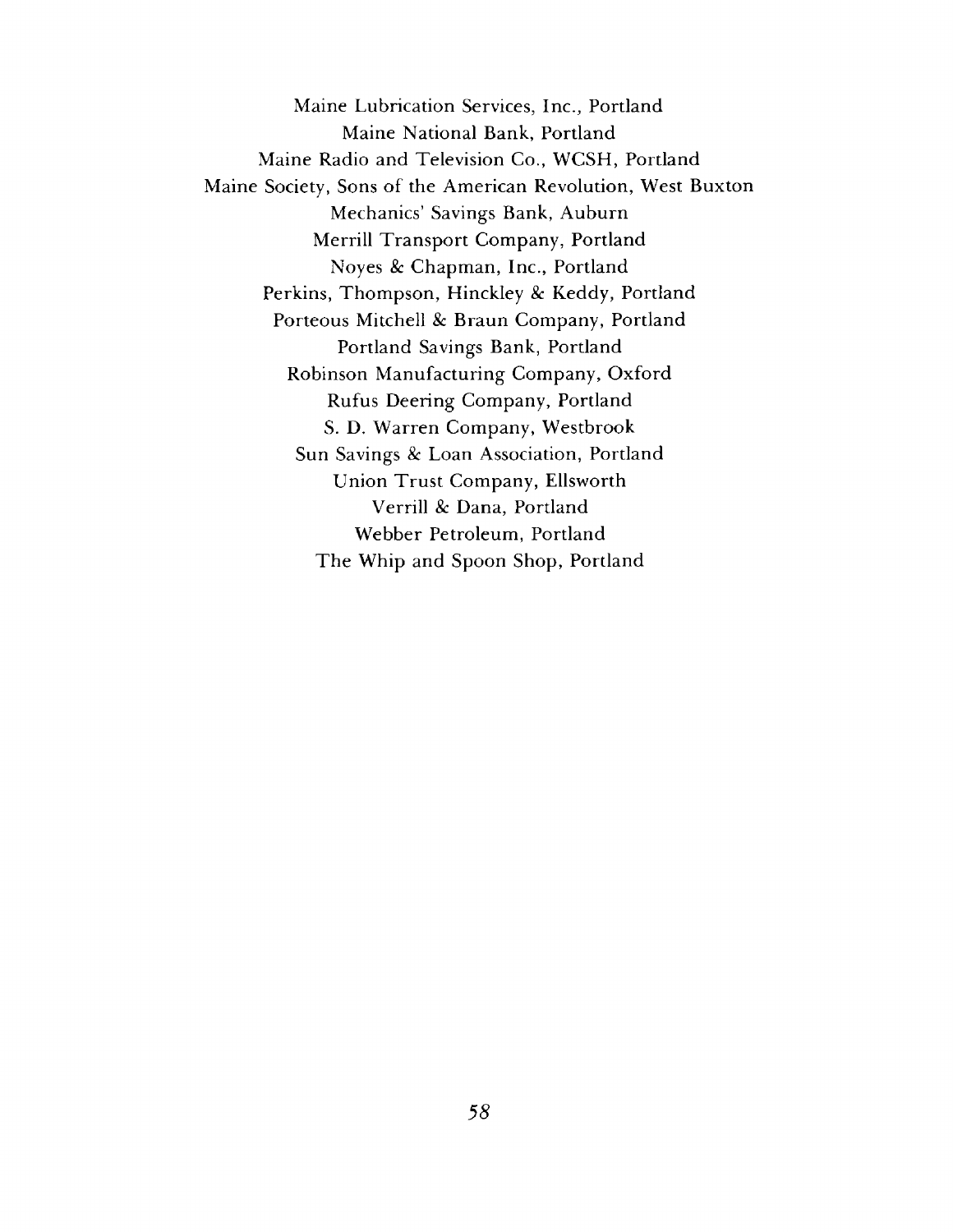Maine Lubrication Services, Inc., Portland

Maine National Bank, Portland

Maine Radio and Television Co., WCSH, Portland

Maine Society, Sons of the American Revolution, West Buxton

Mechanics' Savings Bank, Auburn

Merrill Transport Company, Portland

Noyes & Chapman, Inc., Portland

Perkins, Thompson, Hinckley & Keddy, Portland

Porteous Mitchell & Braun Company, Portland

Portland Savings Bank, Portland

Robinson Manufacturing Company, Oxford

Rufus Deering Company, Portland

S. D. Warren Company, Westbrook

Sun Savings & Loan Association, Portland

Union Trust Company, Ellsworth

Verrill & Dana, Portland

Webber Petroleum, Portland

The Whip and Spoon Shop, Portland